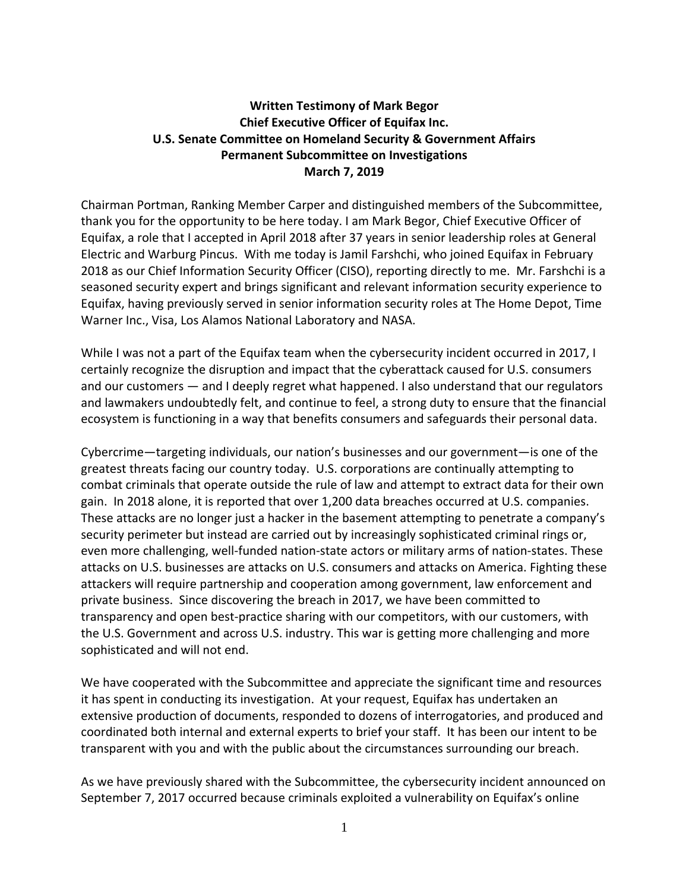**Written Testimony of Mark Begor**
**Chief Executive Officer of Equifax Inc.**
**U.S. Senate Committee on Homeland Security & Government Affairs**
**Permanent Subcommittee on Investigations**
**March 7, 2019**

Chairman Portman, Ranking Member Carper and distinguished members of the Subcommittee, thank you for the opportunity to be here today. I am Mark Begor, Chief Executive Officer of Equifax, a role that I accepted in April 2018 after 37 years in senior leadership roles at General Electric and Warburg Pincus. With me today is Jamil Farshchi, who joined Equifax in February 2018 as our Chief Information Security Officer (CISO), reporting directly to me. Mr. Farshchi is a seasoned security expert and brings significant and relevant information security experience to Equifax, having previously served in senior information security roles at The Home Depot, Time Warner Inc., Visa, Los Alamos National Laboratory and NASA.

While I was not a part of the Equifax team when the cybersecurity incident occurred in 2017, I certainly recognize the disruption and impact that the cyberattack caused for U.S. consumers and our customers — and I deeply regret what happened. I also understand that our regulators and lawmakers undoubtedly felt, and continue to feel, a strong duty to ensure that the financial ecosystem is functioning in a way that benefits consumers and safeguards their personal data.

Cybercrime—targeting individuals, our nation's businesses and our government—is one of the greatest threats facing our country today. U.S. corporations are continually attempting to combat criminals that operate outside the rule of law and attempt to extract data for their own gain. In 2018 alone, it is reported that over 1,200 data breaches occurred at U.S. companies. These attacks are no longer just a hacker in the basement attempting to penetrate a company's security perimeter but instead are carried out by increasingly sophisticated criminal rings or, even more challenging, well-funded nation-state actors or military arms of nation-states. These attacks on U.S. businesses are attacks on U.S. consumers and attacks on America. Fighting these attackers will require partnership and cooperation among government, law enforcement and private business. Since discovering the breach in 2017, we have been committed to transparency and open best-practice sharing with our competitors, with our customers, with the U.S. Government and across U.S. industry. This war is getting more challenging and more sophisticated and will not end.

We have cooperated with the Subcommittee and appreciate the significant time and resources it has spent in conducting its investigation. At your request, Equifax has undertaken an extensive production of documents, responded to dozens of interrogatories, and produced and coordinated both internal and external experts to brief your staff. It has been our intent to be transparent with you and with the public about the circumstances surrounding our breach.

As we have previously shared with the Subcommittee, the cybersecurity incident announced on September 7, 2017 occurred because criminals exploited a vulnerability on Equifax's online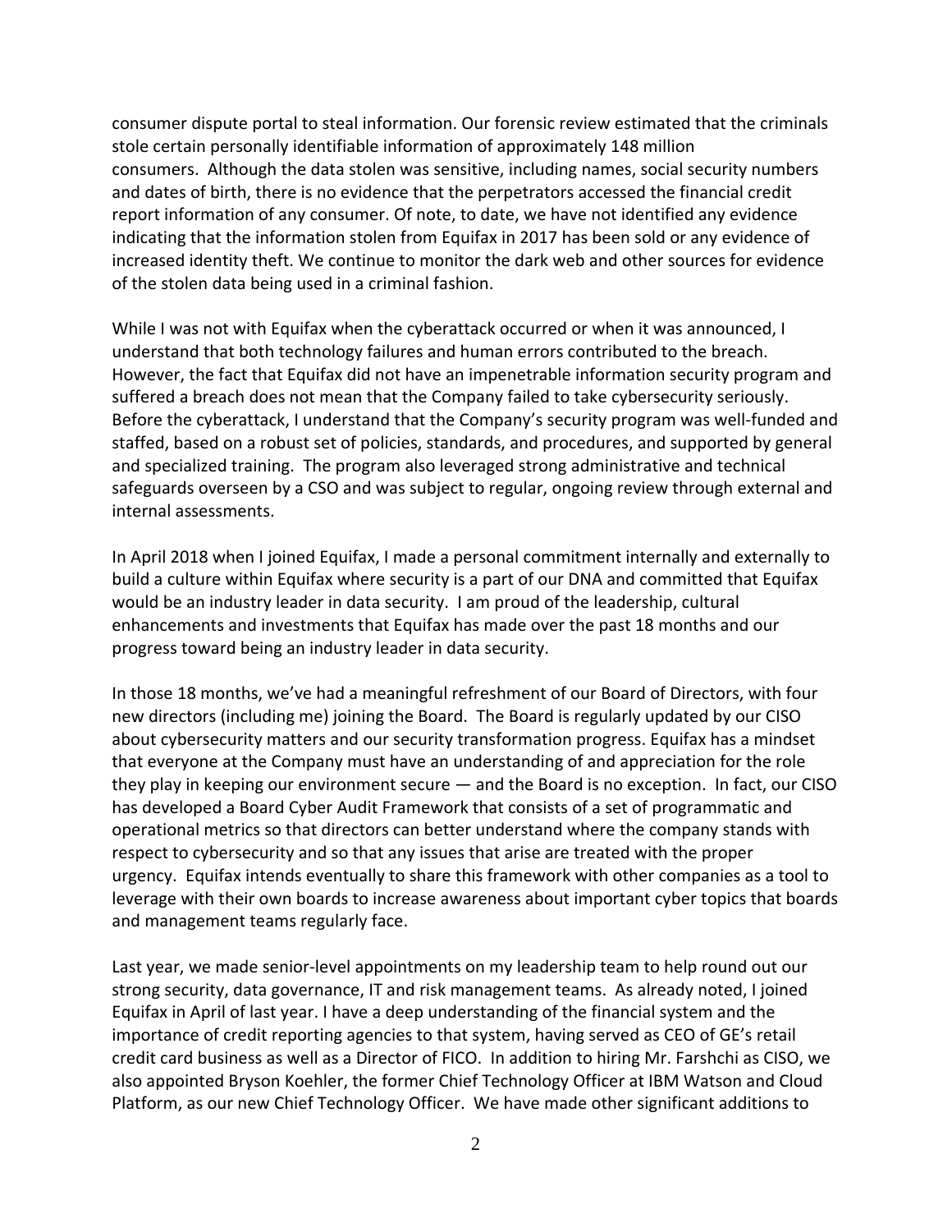consumer dispute portal to steal information. Our forensic review estimated that the criminals stole certain personally identifiable information of approximately 148 million consumers. Although the data stolen was sensitive, including names, social security numbers and dates of birth, there is no evidence that the perpetrators accessed the financial credit report information of any consumer. Of note, to date, we have not identified any evidence indicating that the information stolen from Equifax in 2017 has been sold or any evidence of increased identity theft. We continue to monitor the dark web and other sources for evidence of the stolen data being used in a criminal fashion.

While I was not with Equifax when the cyberattack occurred or when it was announced, I understand that both technology failures and human errors contributed to the breach. However, the fact that Equifax did not have an impenetrable information security program and suffered a breach does not mean that the Company failed to take cybersecurity seriously. Before the cyberattack, I understand that the Company's security program was well-funded and staffed, based on a robust set of policies, standards, and procedures, and supported by general and specialized training. The program also leveraged strong administrative and technical safeguards overseen by a CSO and was subject to regular, ongoing review through external and internal assessments.

In April 2018 when I joined Equifax, I made a personal commitment internally and externally to build a culture within Equifax where security is a part of our DNA and committed that Equifax would be an industry leader in data security. I am proud of the leadership, cultural enhancements and investments that Equifax has made over the past 18 months and our progress toward being an industry leader in data security.

In those 18 months, we've had a meaningful refreshment of our Board of Directors, with four new directors (including me) joining the Board. The Board is regularly updated by our CISO about cybersecurity matters and our security transformation progress. Equifax has a mindset that everyone at the Company must have an understanding of and appreciation for the role they play in keeping our environment secure — and the Board is no exception. In fact, our CISO has developed a Board Cyber Audit Framework that consists of a set of programmatic and operational metrics so that directors can better understand where the company stands with respect to cybersecurity and so that any issues that arise are treated with the proper urgency. Equifax intends eventually to share this framework with other companies as a tool to leverage with their own boards to increase awareness about important cyber topics that boards and management teams regularly face.

Last year, we made senior-level appointments on my leadership team to help round out our strong security, data governance, IT and risk management teams. As already noted, I joined Equifax in April of last year. I have a deep understanding of the financial system and the importance of credit reporting agencies to that system, having served as CEO of GE's retail credit card business as well as a Director of FICO. In addition to hiring Mr. Farshchi as CISO, we also appointed Bryson Koehler, the former Chief Technology Officer at IBM Watson and Cloud Platform, as our new Chief Technology Officer. We have made other significant additions to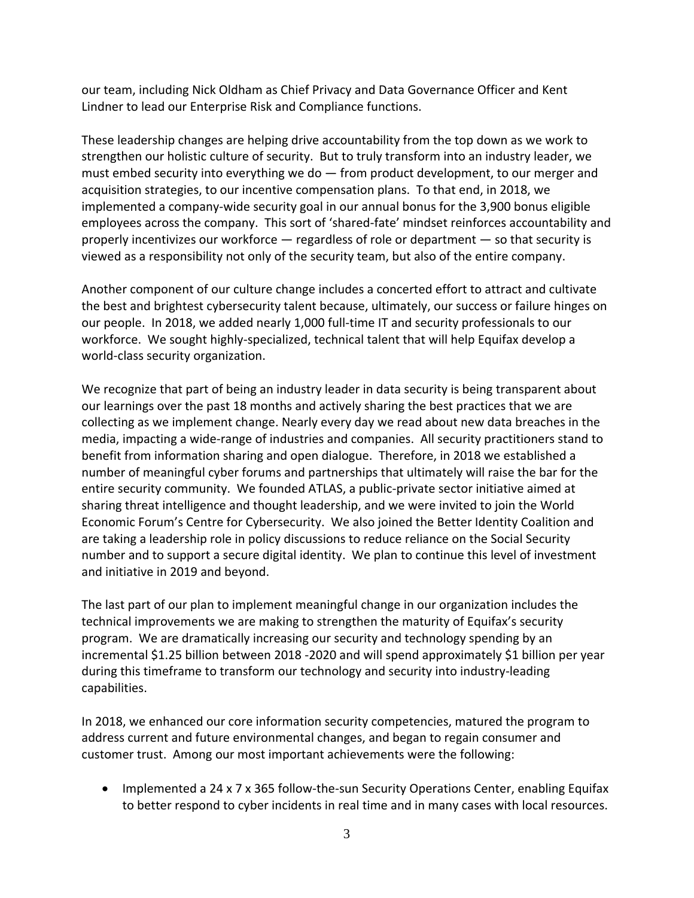our team, including Nick Oldham as Chief Privacy and Data Governance Officer and Kent Lindner to lead our Enterprise Risk and Compliance functions.

These leadership changes are helping drive accountability from the top down as we work to strengthen our holistic culture of security. But to truly transform into an industry leader, we must embed security into everything we do — from product development, to our merger and acquisition strategies, to our incentive compensation plans. To that end, in 2018, we implemented a company-wide security goal in our annual bonus for the 3,900 bonus eligible employees across the company. This sort of 'shared-fate' mindset reinforces accountability and properly incentivizes our workforce — regardless of role or department — so that security is viewed as a responsibility not only of the security team, but also of the entire company.

Another component of our culture change includes a concerted effort to attract and cultivate the best and brightest cybersecurity talent because, ultimately, our success or failure hinges on our people. In 2018, we added nearly 1,000 full-time IT and security professionals to our workforce. We sought highly-specialized, technical talent that will help Equifax develop a world-class security organization.

We recognize that part of being an industry leader in data security is being transparent about our learnings over the past 18 months and actively sharing the best practices that we are collecting as we implement change. Nearly every day we read about new data breaches in the media, impacting a wide-range of industries and companies. All security practitioners stand to benefit from information sharing and open dialogue. Therefore, in 2018 we established a number of meaningful cyber forums and partnerships that ultimately will raise the bar for the entire security community. We founded ATLAS, a public-private sector initiative aimed at sharing threat intelligence and thought leadership, and we were invited to join the World Economic Forum's Centre for Cybersecurity. We also joined the Better Identity Coalition and are taking a leadership role in policy discussions to reduce reliance on the Social Security number and to support a secure digital identity. We plan to continue this level of investment and initiative in 2019 and beyond.

The last part of our plan to implement meaningful change in our organization includes the technical improvements we are making to strengthen the maturity of Equifax's security program. We are dramatically increasing our security and technology spending by an incremental $1.25 billion between 2018 -2020 and will spend approximately $1 billion per year during this timeframe to transform our technology and security into industry-leading capabilities.

In 2018, we enhanced our core information security competencies, matured the program to address current and future environmental changes, and began to regain consumer and customer trust. Among our most important achievements were the following:

- Implemented a 24 x 7 x 365 follow-the-sun Security Operations Center, enabling Equifax to better respond to cyber incidents in real time and in many cases with local resources.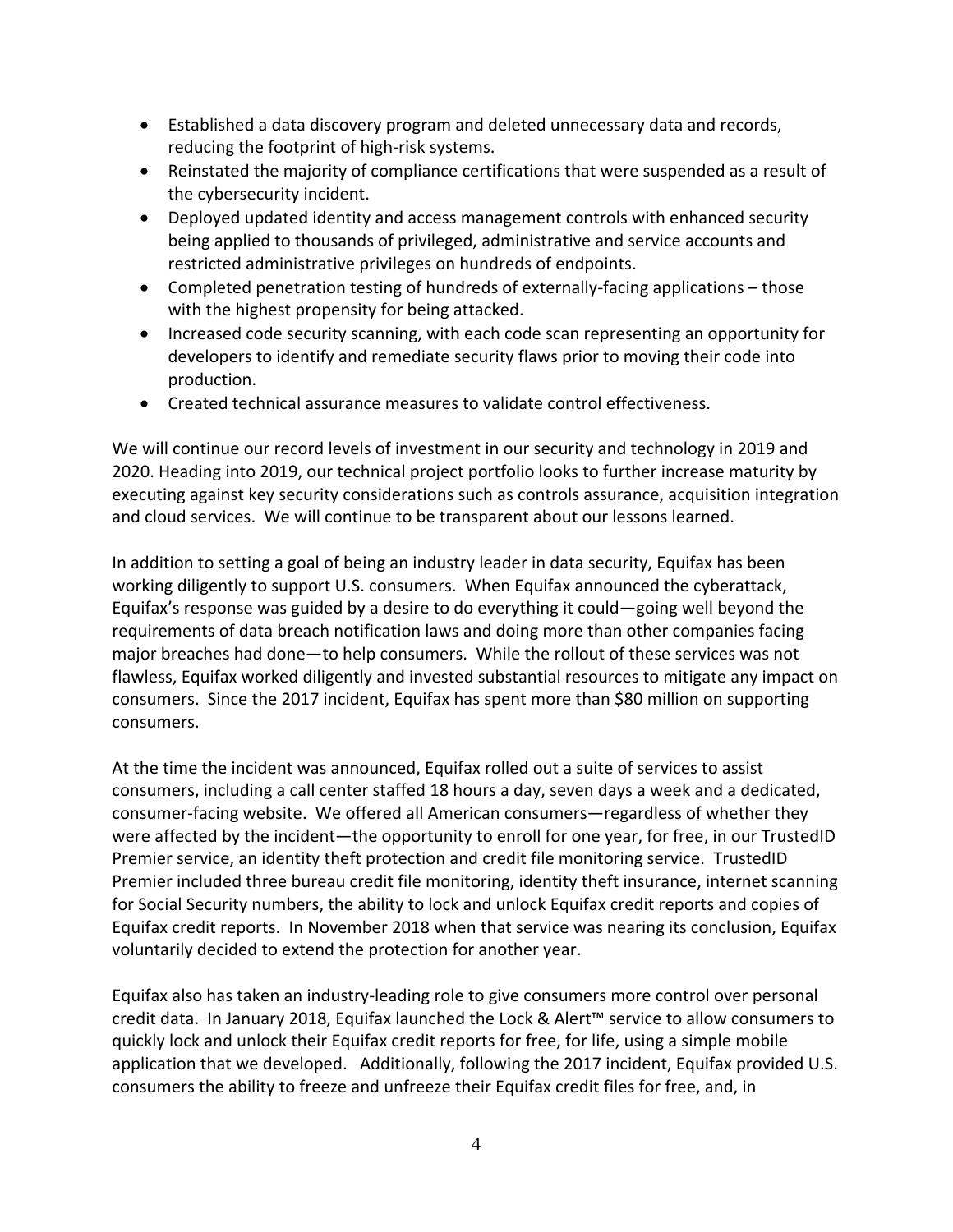- Established a data discovery program and deleted unnecessary data and records, reducing the footprint of high-risk systems.
- Reinstated the majority of compliance certifications that were suspended as a result of the cybersecurity incident.
- Deployed updated identity and access management controls with enhanced security being applied to thousands of privileged, administrative and service accounts and restricted administrative privileges on hundreds of endpoints.
- Completed penetration testing of hundreds of externally-facing applications – those with the highest propensity for being attacked.
- Increased code security scanning, with each code scan representing an opportunity for developers to identify and remediate security flaws prior to moving their code into production.
- Created technical assurance measures to validate control effectiveness.

We will continue our record levels of investment in our security and technology in 2019 and 2020. Heading into 2019, our technical project portfolio looks to further increase maturity by executing against key security considerations such as controls assurance, acquisition integration and cloud services. We will continue to be transparent about our lessons learned.

In addition to setting a goal of being an industry leader in data security, Equifax has been working diligently to support U.S. consumers. When Equifax announced the cyberattack, Equifax's response was guided by a desire to do everything it could—going well beyond the requirements of data breach notification laws and doing more than other companies facing major breaches had done—to help consumers. While the rollout of these services was not flawless, Equifax worked diligently and invested substantial resources to mitigate any impact on consumers. Since the 2017 incident, Equifax has spent more than $80 million on supporting consumers.

At the time the incident was announced, Equifax rolled out a suite of services to assist consumers, including a call center staffed 18 hours a day, seven days a week and a dedicated, consumer-facing website. We offered all American consumers—regardless of whether they were affected by the incident—the opportunity to enroll for one year, for free, in our TrustedID Premier service, an identity theft protection and credit file monitoring service. TrustedID Premier included three bureau credit file monitoring, identity theft insurance, internet scanning for Social Security numbers, the ability to lock and unlock Equifax credit reports and copies of Equifax credit reports. In November 2018 when that service was nearing its conclusion, Equifax voluntarily decided to extend the protection for another year.

Equifax also has taken an industry-leading role to give consumers more control over personal credit data. In January 2018, Equifax launched the Lock & Alert™ service to allow consumers to quickly lock and unlock their Equifax credit reports for free, for life, using a simple mobile application that we developed. Additionally, following the 2017 incident, Equifax provided U.S. consumers the ability to freeze and unfreeze their Equifax credit files for free, and, in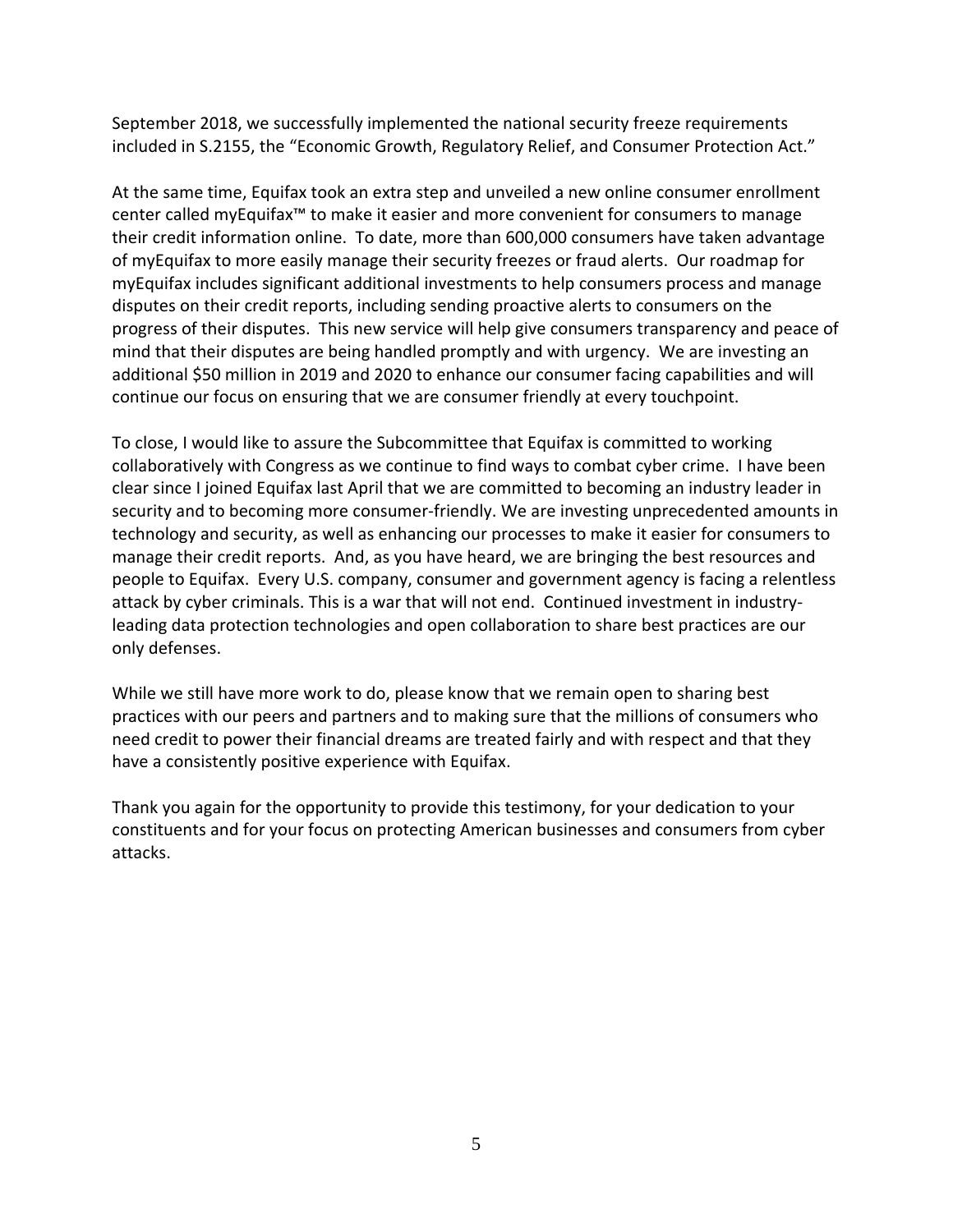September 2018, we successfully implemented the national security freeze requirements included in S.2155, the "Economic Growth, Regulatory Relief, and Consumer Protection Act."

At the same time, Equifax took an extra step and unveiled a new online consumer enrollment center called myEquifax™ to make it easier and more convenient for consumers to manage their credit information online. To date, more than 600,000 consumers have taken advantage of myEquifax to more easily manage their security freezes or fraud alerts. Our roadmap for myEquifax includes significant additional investments to help consumers process and manage disputes on their credit reports, including sending proactive alerts to consumers on the progress of their disputes. This new service will help give consumers transparency and peace of mind that their disputes are being handled promptly and with urgency. We are investing an additional $50 million in 2019 and 2020 to enhance our consumer facing capabilities and will continue our focus on ensuring that we are consumer friendly at every touchpoint.

To close, I would like to assure the Subcommittee that Equifax is committed to working collaboratively with Congress as we continue to find ways to combat cyber crime. I have been clear since I joined Equifax last April that we are committed to becoming an industry leader in security and to becoming more consumer-friendly. We are investing unprecedented amounts in technology and security, as well as enhancing our processes to make it easier for consumers to manage their credit reports. And, as you have heard, we are bringing the best resources and people to Equifax. Every U.S. company, consumer and government agency is facing a relentless attack by cyber criminals. This is a war that will not end. Continued investment in industry-leading data protection technologies and open collaboration to share best practices are our only defenses.

While we still have more work to do, please know that we remain open to sharing best practices with our peers and partners and to making sure that the millions of consumers who need credit to power their financial dreams are treated fairly and with respect and that they have a consistently positive experience with Equifax.

Thank you again for the opportunity to provide this testimony, for your dedication to your constituents and for your focus on protecting American businesses and consumers from cyber attacks.